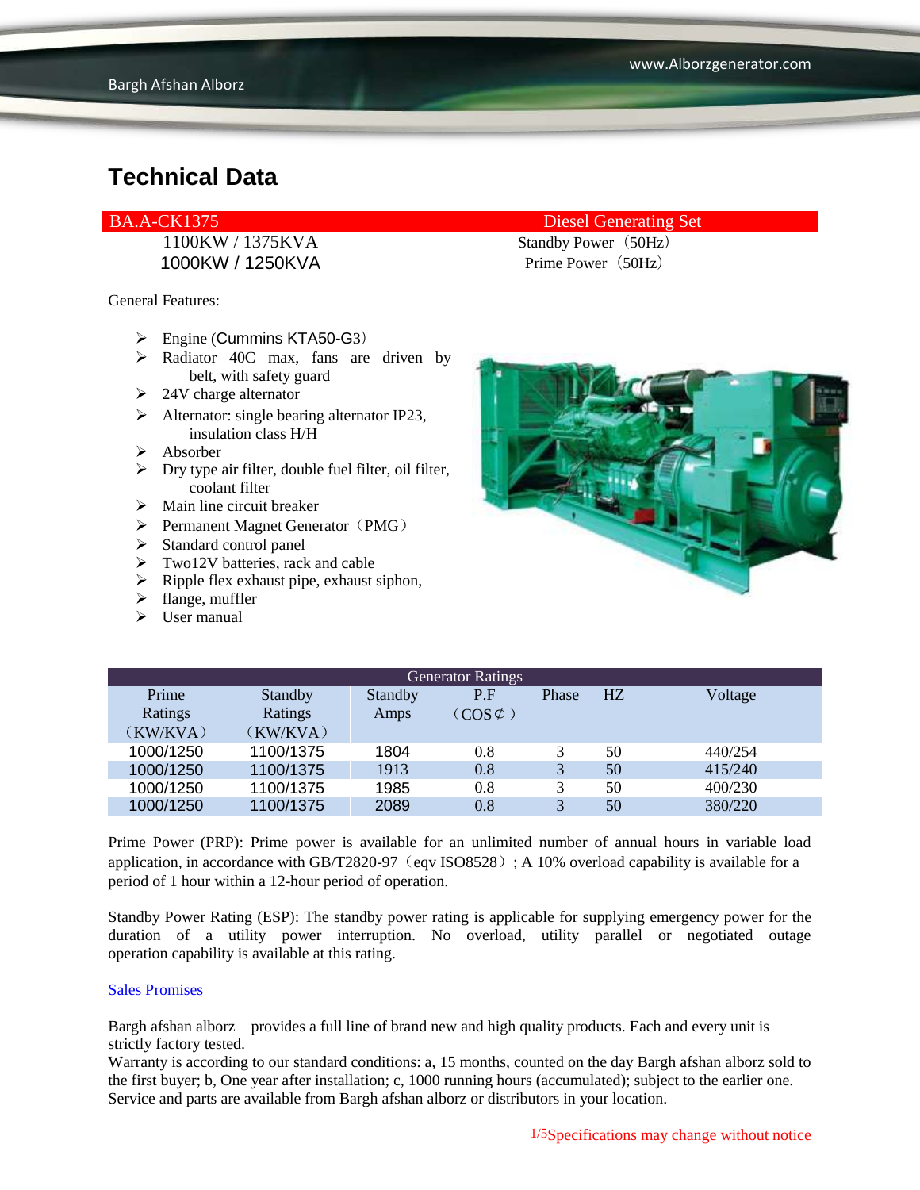# Technical Data

| BA.A-CK1375 | Diesel Generating Set |
|---|---|
| 1100KW / 1375KVA | Standby Power（50Hz） |
| 1000KW / 1250KVA | Prime Power（50Hz） |

General Features:

- Engine (Cummins KTA50-G3）
- Radiator 40C max, fans are driven by belt, with safety guard
- 24V charge alternator
- Alternator: single bearing alternator IP23, insulation class H/H
- Absorber
- Dry type air filter, double fuel filter, oil filter, coolant filter
- Main line circuit breaker
- Permanent Magnet Generator（PMG）
- Standard control panel
- Two12V batteries, rack and cable
- Ripple flex exhaust pipe, exhaust siphon,
- flange, muffler
- User manual

| Generator Ratings | | | | | | |
|---|---|---|---|---|---|---|
| Prime Ratings（KW/KVA） | Standby Ratings（KW/KVA） | Standby Amps | P.F（COS⊄） | Phase | HZ | Voltage |
| 1000/1250 | 1100/1375 | 1804 | 0.8 | 3 | 50 | 440/254 |
| 1000/1250 | 1100/1375 | 1913 | 0.8 | 3 | 50 | 415/240 |
| 1000/1250 | 1100/1375 | 1985 | 0.8 | 3 | 50 | 400/230 |
| 1000/1250 | 1100/1375 | 2089 | 0.8 | 3 | 50 | 380/220 |

Prime Power (PRP): Prime power is available for an unlimited number of annual hours in variable load application, in accordance with GB/T2820-97（eqv ISO8528）; A 10% overload capability is available for a period of 1 hour within a 12-hour period of operation.

Standby Power Rating (ESP): The standby power rating is applicable for supplying emergency power for the duration of a utility power interruption. No overload, utility parallel or negotiated outage operation capability is available at this rating.

Sales Promises

Bargh afshan alborz provides a full line of brand new and high quality products. Each and every unit is strictly factory tested.
Warranty is according to our standard conditions: a, 15 months, counted on the day Bargh afshan alborz sold to the first buyer; b, One year after installation; c, 1000 running hours (accumulated); subject to the earlier one.
Service and parts are available from Bargh afshan alborz or distributors in your location.

Specifications may change without notice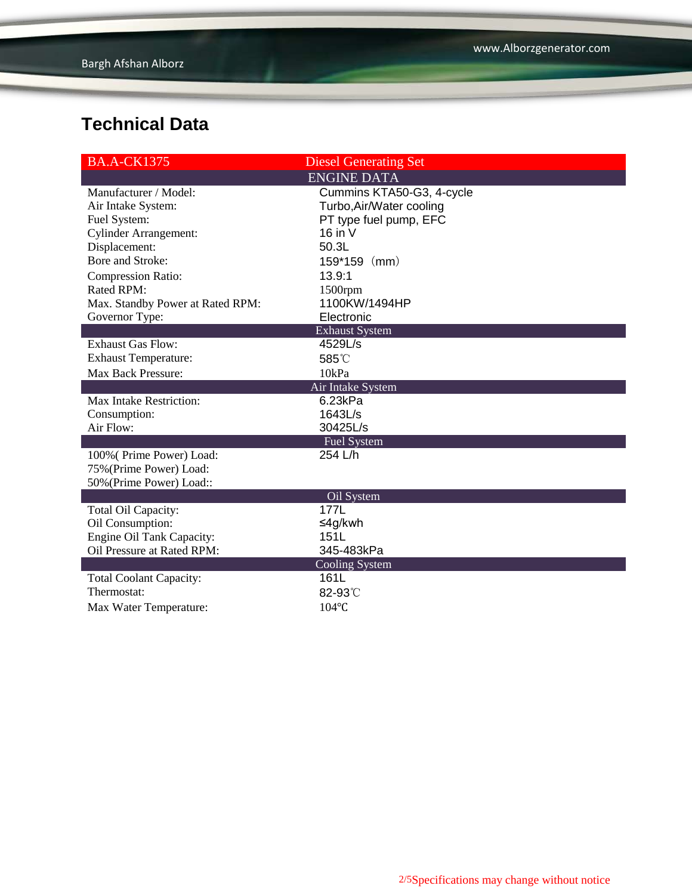## Technical Data

| BA.A-CK1375 | Diesel Generating Set |
|---|---|
| **ENGINE DATA** | |
| Manufacturer / Model: | Cummins KTA50-G3, 4-cycle |
| Air Intake System: | Turbo,Air/Water cooling |
| Fuel System: | PT type fuel pump, EFC |
| Cylinder Arrangement: | 16 in V |
| Displacement: | 50.3L |
| Bore and Stroke: | 159*159（mm） |
| Compression Ratio: | 13.9:1 |
| Rated RPM: | 1500rpm |
| Max. Standby Power at Rated RPM: | 1100KW/1494HP |
| Governor Type: | Electronic |
| **Exhaust System** | |
| Exhaust Gas Flow: | 4529L/s |
| Exhaust Temperature: | 585℃ |
| Max Back Pressure: | 10kPa |
| **Air Intake System** | |
| Max Intake Restriction: | 6.23kPa |
| Consumption: | 1643L/s |
| Air Flow: | 30425L/s |
| **Fuel System** | |
| 100%( Prime Power) Load: | 254 L/h |
| 75%(Prime Power) Load: | |
| 50%(Prime Power) Load:: | |
| **Oil System** | |
| Total Oil Capacity: | 177L |
| Oil Consumption: | ≤4g/kwh |
| Engine Oil Tank Capacity: | 151L |
| Oil Pressure at Rated RPM: | 345-483kPa |
| **Cooling System** | |
| Total Coolant Capacity: | 161L |
| Thermostat: | 82-93℃ |
| Max Water Temperature: | 104℃ |

Specifications may change without notice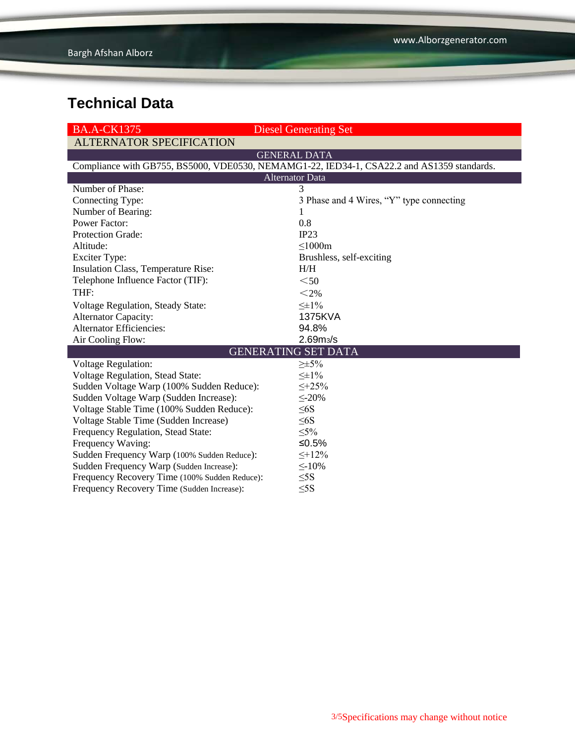# Technical Data

| BA.A-CK1375 | Diesel Generating Set |
|---|---|
| **ALTERNATOR SPECIFICATION** | |
| **GENERAL DATA** | |
| Compliance with GB755, BS5000, VDE0530, NEMAMG1-22, IED34-1, CSA22.2 and AS1359 standards. | |
| **Alternator Data** | |
| Number of Phase: | 3 |
| Connecting Type: | 3 Phase and 4 Wires, “Y” type connecting |
| Number of Bearing: | 1 |
| Power Factor: | 0.8 |
| Protection Grade: | IP23 |
| Altitude: | ≤1000m |
| Exciter Type: | Brushless, self-exciting |
| Insulation Class, Temperature Rise: | H/H |
| Telephone Influence Factor (TIF): | ＜50 |
| THF: | ＜2% |
| Voltage Regulation, Steady State: | ≤±1% |
| Alternator Capacity: | 1375KVA |
| Alternator Efficiencies: | 94.8% |
| Air Cooling Flow: | $2.69m^3/s$ |
| **GENERATING SET DATA** | |
| Voltage Regulation: | ≥±5% |
| Voltage Regulation, Stead State: | ≤±1% |
| Sudden Voltage Warp (100% Sudden Reduce): | ≤+25% |
| Sudden Voltage Warp (Sudden Increase): | ≤-20% |
| Voltage Stable Time (100% Sudden Reduce): | ≤6S |
| Voltage Stable Time (Sudden Increase) | ≤6S |
| Frequency Regulation, Stead State: | ≤5% |
| Frequency Waving: | ≤0.5% |
| Sudden Frequency Warp (100% Sudden Reduce): | ≤+12% |
| Sudden Frequency Warp (Sudden Increase): | ≤-10% |
| Frequency Recovery Time (100% Sudden Reduce): | ≤5S |
| Frequency Recovery Time (Sudden Increase): | ≤5S |

Specifications may change without notice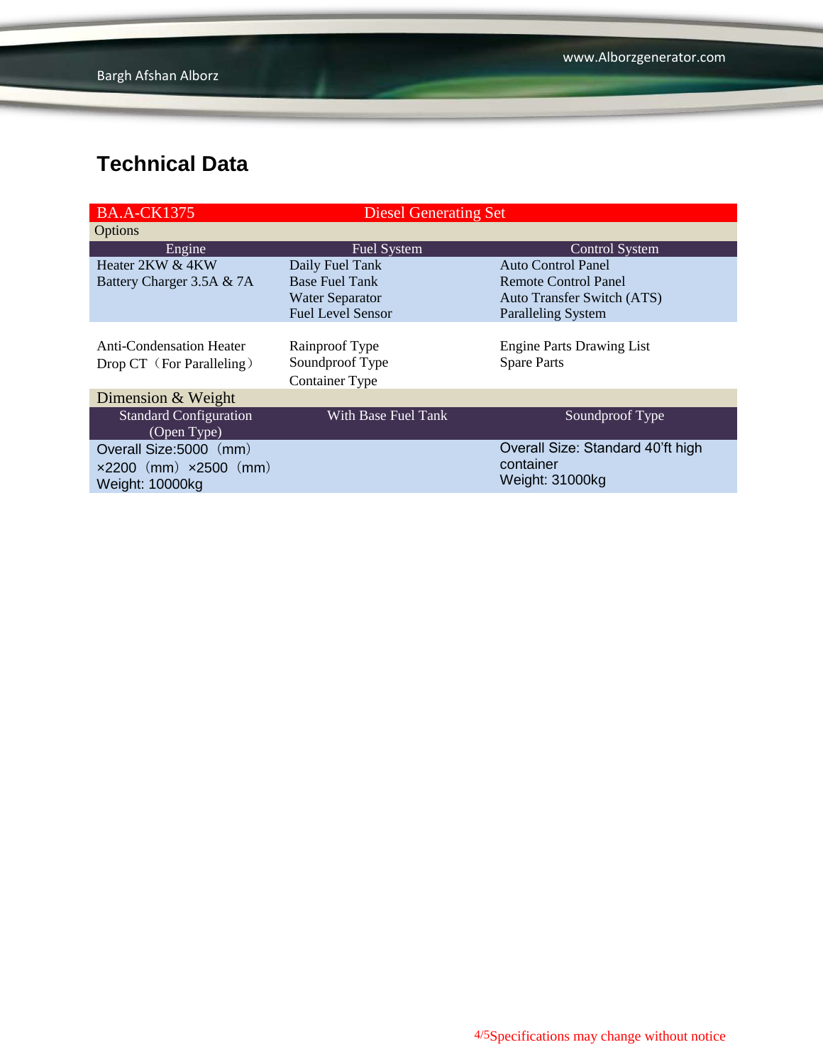## Technical Data

| BA.A-CK1375 | Diesel Generating Set | |
|---|---|---|
| **Options** | | |
| **Engine** | **Fuel System** | **Control System** |
| Heater 2KW & 4KW<br>Battery Charger 3.5A & 7A | Daily Fuel Tank<br>Base Fuel Tank<br>Water Separator<br>Fuel Level Sensor | Auto Control Panel<br>Remote Control Panel<br>Auto Transfer Switch (ATS)<br>Paralleling System |
| Anti-Condensation Heater<br>Drop CT（For Paralleling） | Rainproof Type<br>Soundproof Type<br>Container Type | Engine Parts Drawing List<br>Spare Parts |
| **Dimension & Weight** | | |
| **Standard Configuration (Open Type)** | **With Base Fuel Tank** | **Soundproof Type** |
| Overall Size:5000（mm）×2200（mm）×2500（mm）<br>Weight: 10000kg | | Overall Size: Standard 40'ft high container<br>Weight: 31000kg |

Specifications may change without notice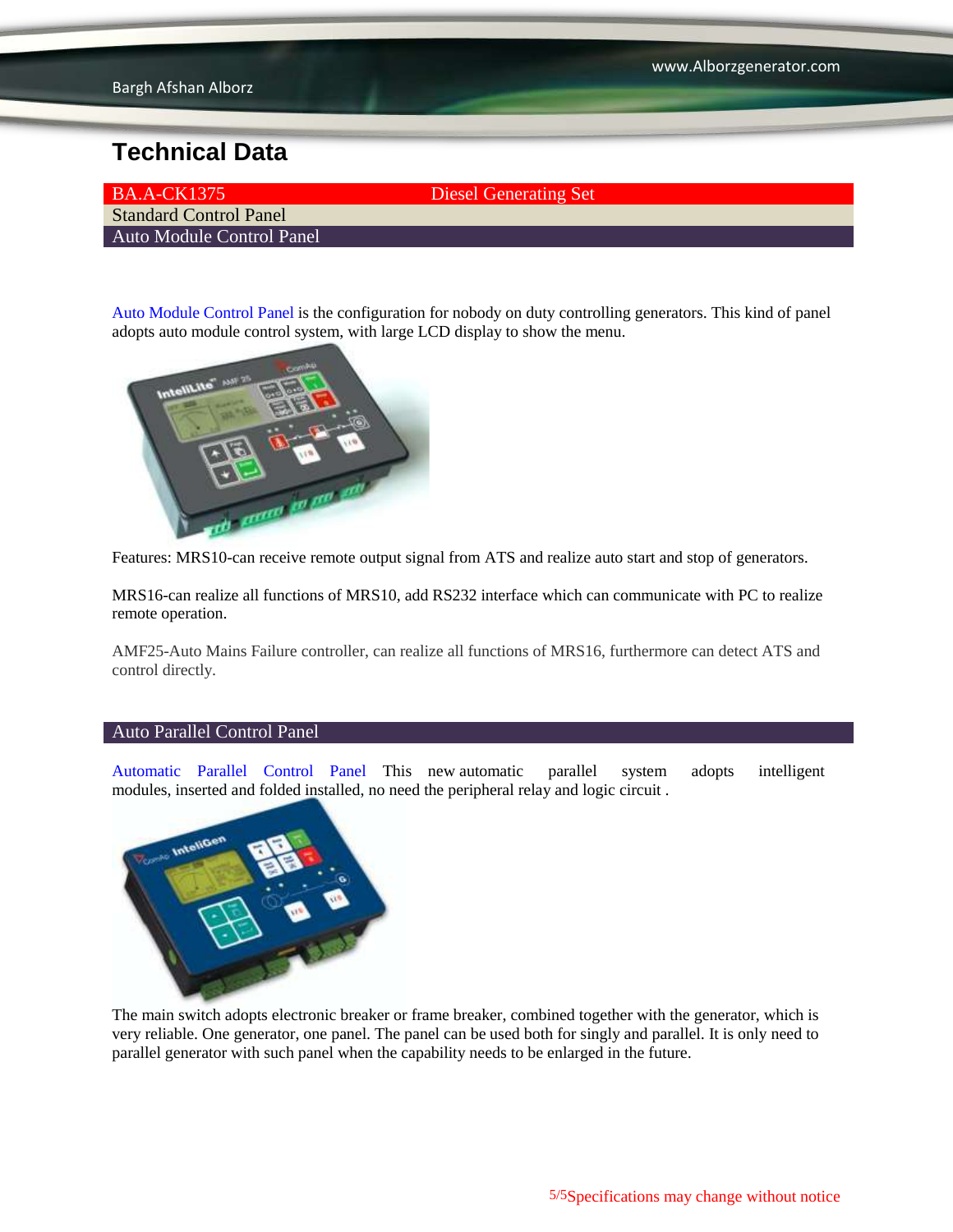## Technical Data

| | |
|---|---|
| BA.A-CK1375 | Diesel Generating Set |
| Standard Control Panel | |
| Auto Module Control Panel | |

Auto Module Control Panel is the configuration for nobody on duty controlling generators. This kind of panel adopts auto module control system, with large LCD display to show the menu.

Features: MRS10-can receive remote output signal from ATS and realize auto start and stop of generators.

MRS16-can realize all functions of MRS10, add RS232 interface which can communicate with PC to realize remote operation.

AMF25-Auto Mains Failure controller, can realize all functions of MRS16, furthermore can detect ATS and control directly.

### Auto Parallel Control Panel

Automatic Parallel Control Panel This new automatic parallel system adopts intelligent modules, inserted and folded installed, no need the peripheral relay and logic circuit .

The main switch adopts electronic breaker or frame breaker, combined together with the generator, which is very reliable. One generator, one panel. The panel can be used both for singly and parallel. It is only need to parallel generator with such panel when the capability needs to be enlarged in the future.

Specifications may change without notice